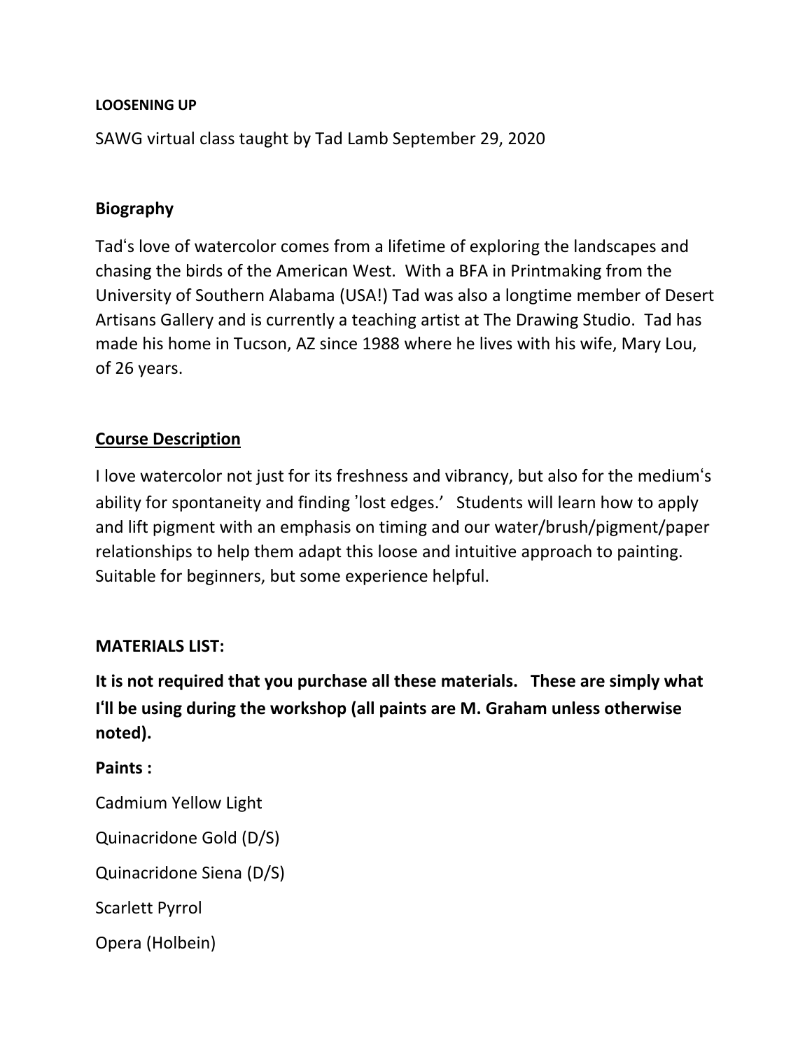**LOOSENING UP**

SAWG virtual class taught by Tad Lamb September 29, 2020

**Biography**

Tad's love of watercolor comes from a lifetime of exploring the landscapes and chasing the birds of the American West. With a BFA in Printmaking from the University of Southern Alabama (USA!) Tad was also a longtime member of Desert Artisans Gallery and is currently a teaching artist at The Drawing Studio. Tad has made his home in Tucson, AZ since 1988 where he lives with his wife, Mary Lou, of 26 years.

**Course Description**

I love watercolor not just for its freshness and vibrancy, but also for the medium's ability for spontaneity and finding 'lost edges.' Students will learn how to apply and lift pigment with an emphasis on timing and our water/brush/pigment/paper relationships to help them adapt this loose and intuitive approach to painting. Suitable for beginners, but some experience helpful.

**MATERIALS LIST:**

**It is not required that you purchase all these materials. These are simply what I'll be using during the workshop (all paints are M. Graham unless otherwise noted).**

**Paints :**

Cadmium Yellow Light

Quinacridone Gold (D/S)

Quinacridone Siena (D/S)

Scarlett Pyrrol

Opera (Holbein)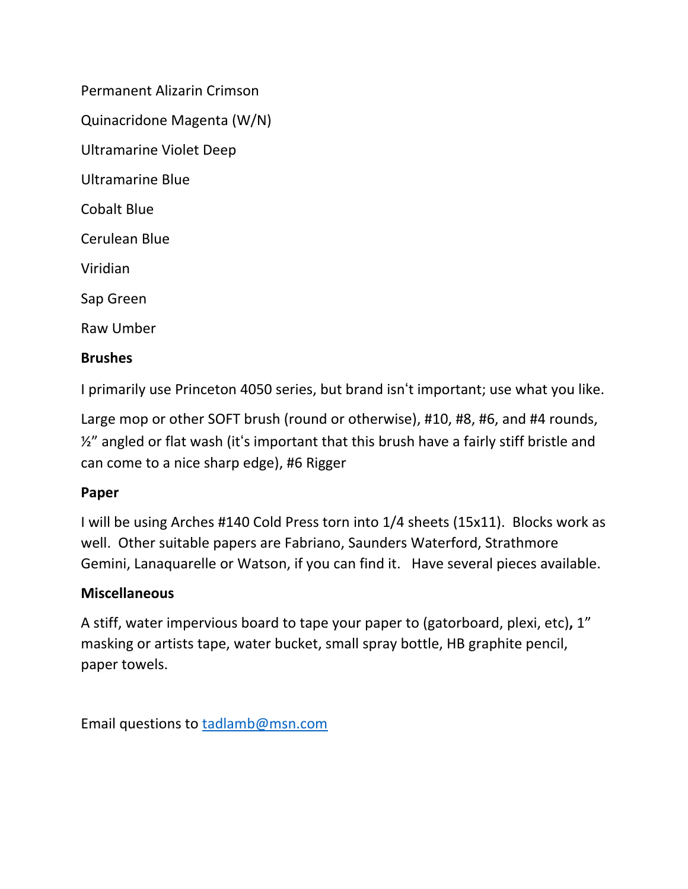Permanent Alizarin Crimson

Quinacridone Magenta (W/N)

Ultramarine Violet Deep

Ultramarine Blue

Cobalt Blue

Cerulean Blue

Viridian

Sap Green

Raw Umber

**Brushes**

I primarily use Princeton 4050 series, but brand isn't important; use what you like.

Large mop or other SOFT brush (round or otherwise), #10, #8, #6, and #4 rounds, ½" angled or flat wash (it's important that this brush have a fairly stiff bristle and can come to a nice sharp edge), #6 Rigger

**Paper**

I will be using Arches #140 Cold Press torn into 1/4 sheets (15x11). Blocks work as well. Other suitable papers are Fabriano, Saunders Waterford, Strathmore Gemini, Lanaquarelle or Watson, if you can find it. Have several pieces available.

**Miscellaneous**

A stiff, water impervious board to tape your paper to (gatorboard, plexi, etc)**,** 1" masking or artists tape, water bucket, small spray bottle, HB graphite pencil, paper towels.

Email questions to tadlamb@msn.com